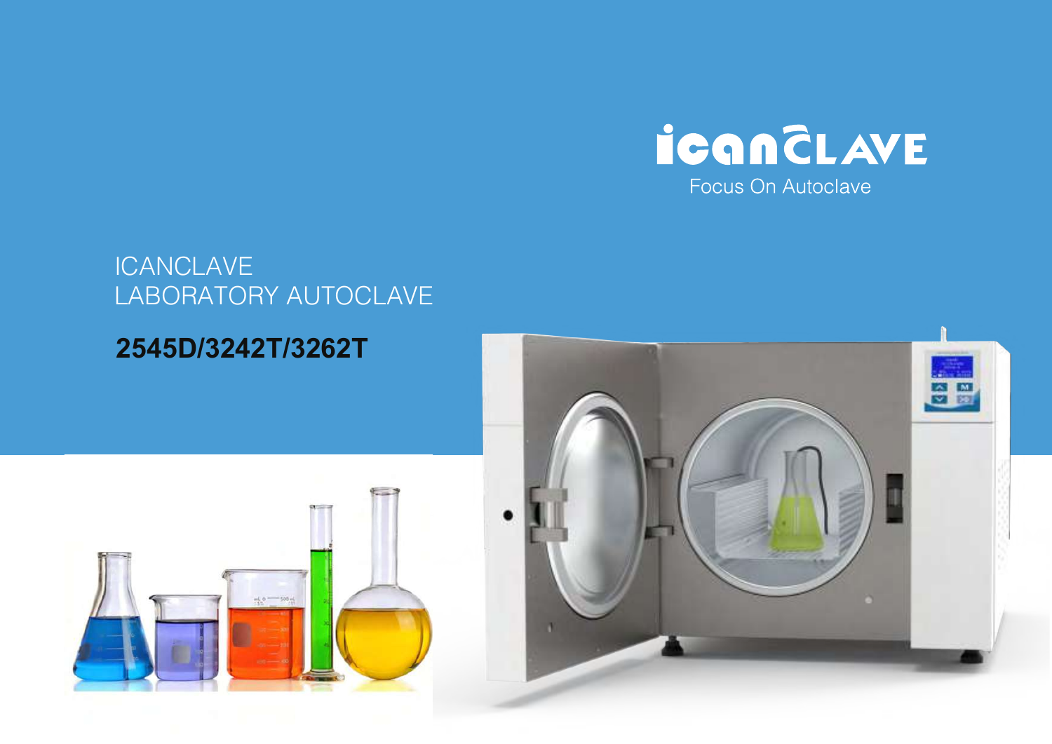ICANCLAVE

Focus On Autoclave

# ICANCLAVE LABORATORY AUTOCLAVE

## 2545D/3242T/3262T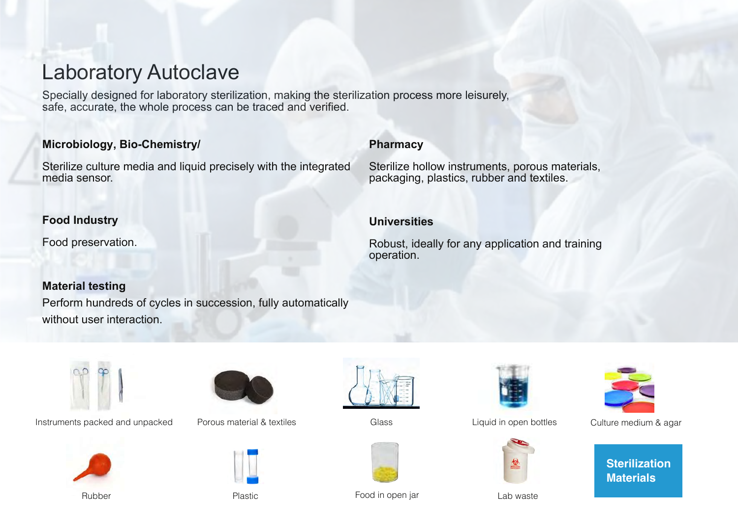# Laboratory Autoclave

Specially designed for laboratory sterilization, making the sterilization process more leisurely, safe, accurate, the whole process can be traced and verified.

**Microbiology, Bio-Chemistry/**

Sterilize culture media and liquid precisely with the integrated media sensor.

**Pharmacy**

Sterilize hollow instruments, porous materials, packaging, plastics, rubber and textiles.

**Food Industry**

Food preservation.

**Universities**

Robust, ideally for any application and training operation.

**Material testing**

Perform hundreds of cycles in succession, fully automatically without user interaction.

## Sterilization Materials

- Instruments packed and unpacked
- Porous material & textiles
- Glass
- Liquid in open bottles
- Culture medium & agar
- Rubber
- Plastic
- Food in open jar
- Lab waste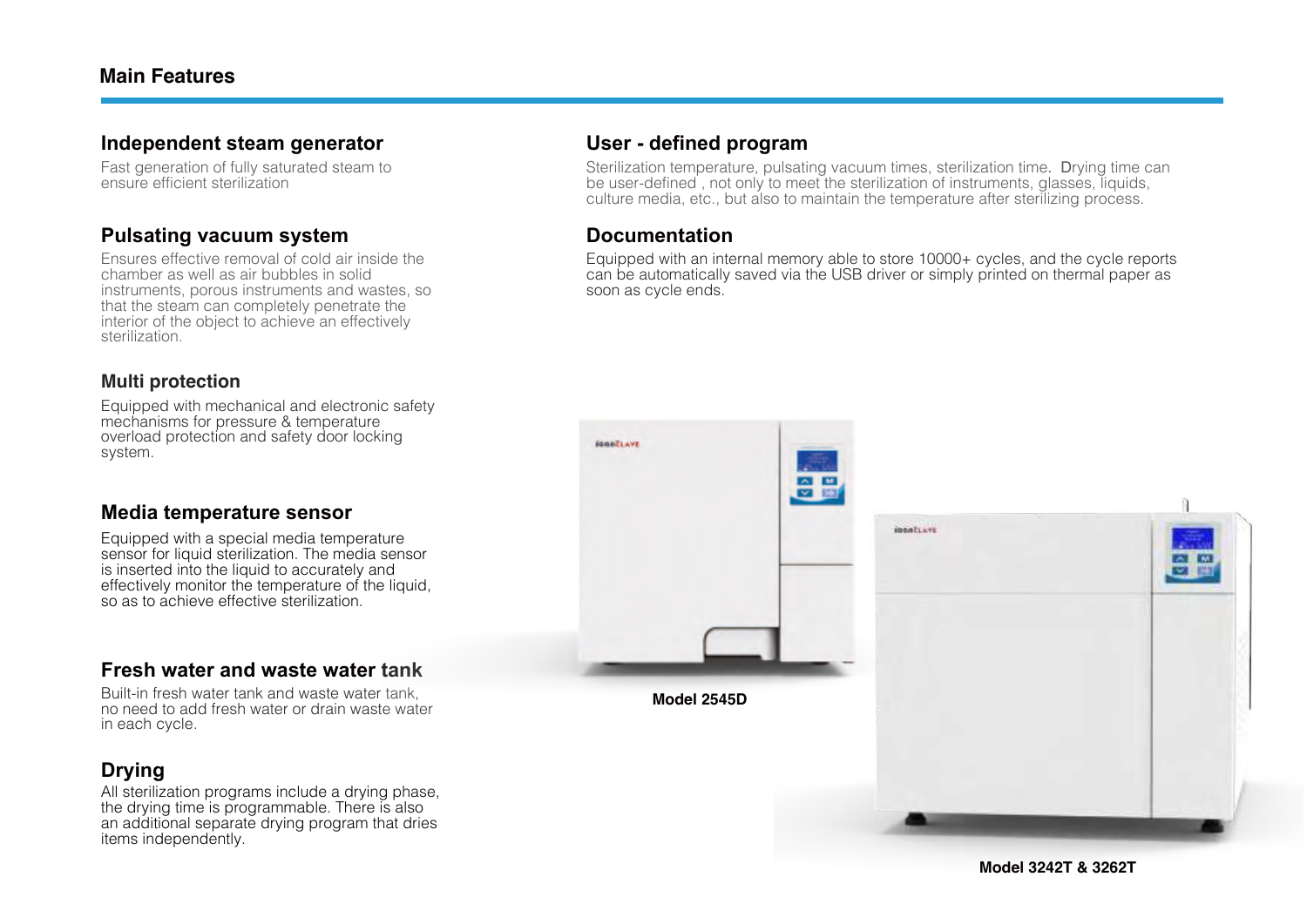## Main Features

### Independent steam generator

Fast generation of fully saturated steam to ensure efficient sterilization

### Pulsating vacuum system

Ensures effective removal of cold air inside the chamber as well as air bubbles in solid instruments, porous instruments and wastes, so that the steam can completely penetrate the interior of the object to achieve an effectively sterilization.

### Multi protection

Equipped with mechanical and electronic safety mechanisms for pressure & temperature overload protection and safety door locking system.

### Media temperature sensor

Equipped with a special media temperature sensor for liquid sterilization. The media sensor is inserted into the liquid to accurately and effectively monitor the temperature of the liquid, so as to achieve effective sterilization.

### Fresh water and waste water tank

Built-in fresh water tank and waste water tank, no need to add fresh water or drain waste water in each cycle.

### Drying

All sterilization programs include a drying phase, the drying time is programmable. There is also an additional separate drying program that dries items independently.

### User - defined program

Sterilization temperature, pulsating vacuum times, sterilization time. Drying time can be user-defined , not only to meet the sterilization of instruments, glasses, liquids, culture media, etc., but also to maintain the temperature after sterilizing process.

### Documentation

Equipped with an internal memory able to store 10000+ cycles, and the cycle reports can be automatically saved via the USB driver or simply printed on thermal paper as soon as cycle ends.

**Model 2545D**

**Model 3242T & 3262T**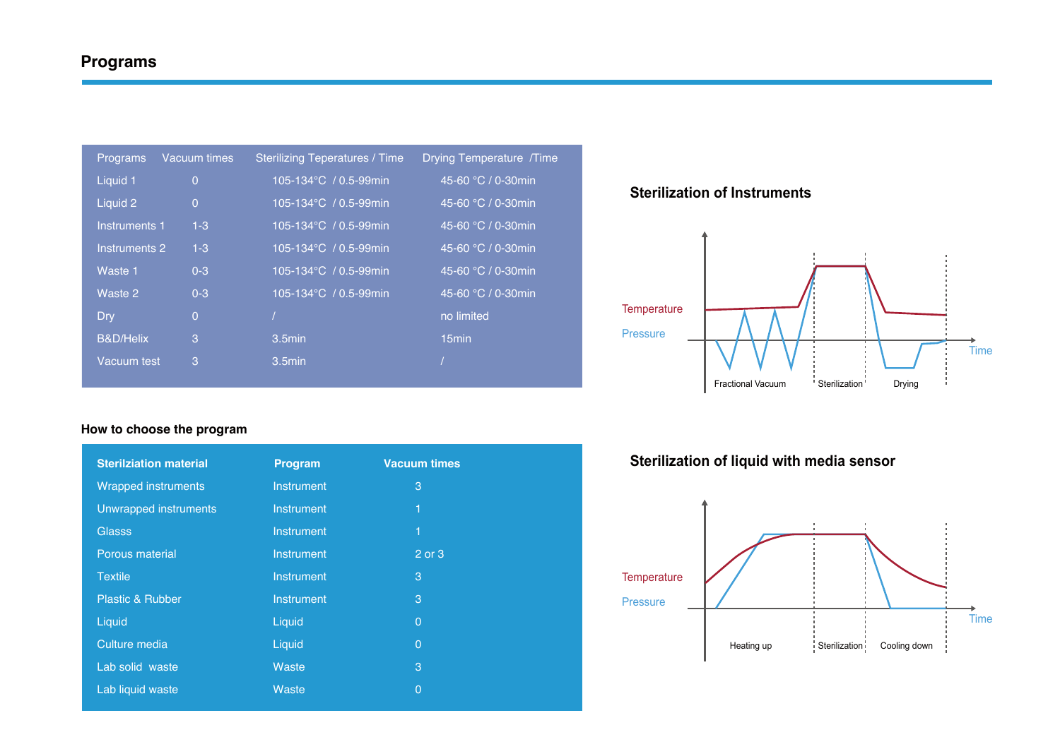# Programs

| Programs | Vacuum times | Sterilizing Teperatures / Time | Drying Temperature /Time |
| --- | --- | --- | --- |
| Liquid 1 | 0 | 105-134°C / 0.5-99min | 45-60 °C / 0-30min |
| Liquid 2 | 0 | 105-134°C / 0.5-99min | 45-60 °C / 0-30min |
| Instruments 1 | 1-3 | 105-134°C / 0.5-99min | 45-60 °C / 0-30min |
| Instruments 2 | 1-3 | 105-134°C / 0.5-99min | 45-60 °C / 0-30min |
| Waste 1 | 0-3 | 105-134°C / 0.5-99min | 45-60 °C / 0-30min |
| Waste 2 | 0-3 | 105-134°C / 0.5-99min | 45-60 °C / 0-30min |
| Dry | 0 | / | no limited |
| B&D/Helix | 3 | 3.5min | 15min |
| Vacuum test | 3 | 3.5min | / |

## How to choose the program

| Sterilziation material | Program | Vacuum times |
| --- | --- | --- |
| Wrapped instruments | Instrument | 3 |
| Unwrapped instruments | Instrument | 1 |
| Glasss | Instrument | 1 |
| Porous material | Instrument | 2 or 3 |
| Textile | Instrument | 3 |
| Plastic & Rubber | Instrument | 3 |
| Liquid | Liquid | 0 |
| Culture media | Liquid | 0 |
| Lab solid waste | Waste | 3 |
| Lab liquid waste | Waste | 0 |

## Sterilization of Instruments

Temperature

Pressure

Time

Fractional Vacuum | Sterilization | Drying

## Sterilization of liquid with media sensor

Temperature

Pressure

Time

Heating up | Sterilization | Cooling down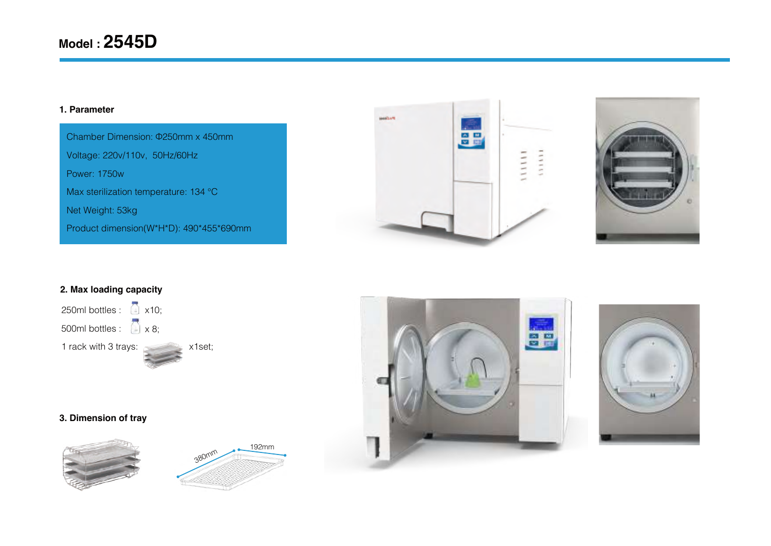# Model : 2545D

## 1. Parameter

Chamber Dimension: Φ250mm x 450mm

Voltage: 220v/110v, 50Hz/60Hz

Power: 1750w

Max sterilization temperature: 134 °C

Net Weight: 53kg

Product dimension(W*H*D): 490*455*690mm

## 2. Max loading capacity

250ml bottles : x10;

500ml bottles : x 8;

1 rack with 3 trays: x1set;

## 3. Dimension of tray

380mm

192mm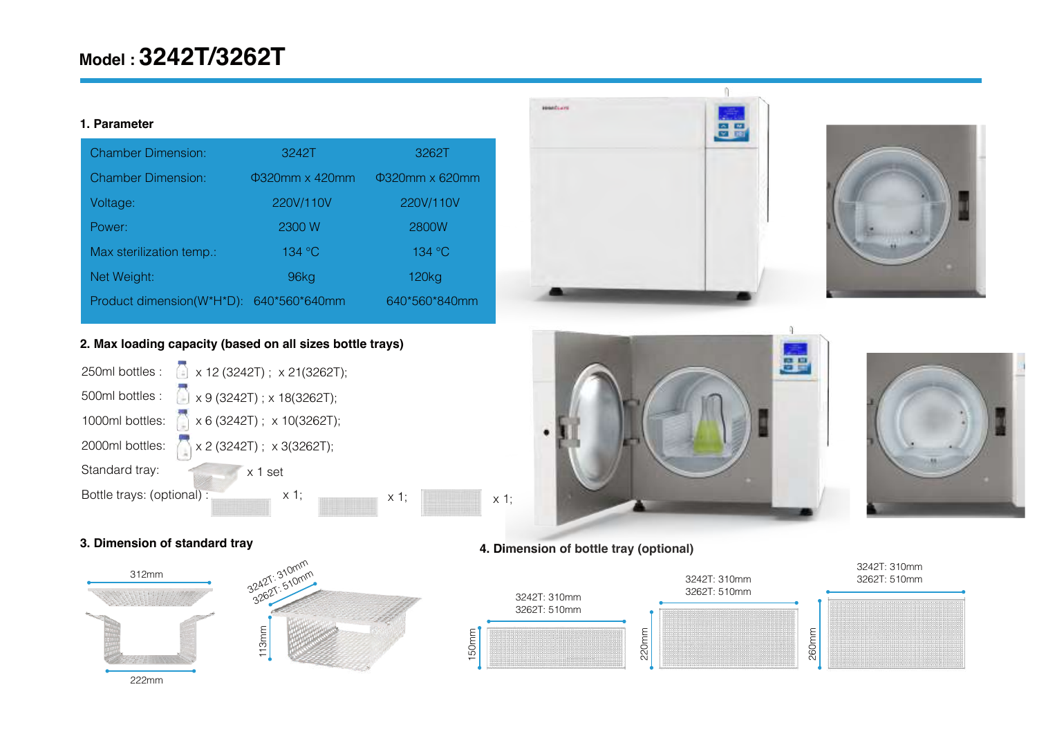# Model : 3242T/3262T

## 1. Parameter

| Chamber Dimension: | 3242T | 3262T |
|---|---|---|
| Chamber Dimension: | Φ320mm x 420mm | Φ320mm x 620mm |
| Voltage: | 220V/110V | 220V/110V |
| Power: | 2300 W | 2800W |
| Max sterilization temp.: | 134 °C | 134 °C |
| Net Weight: | 96kg | 120kg |
| Product dimension(W*H*D): | 640*560*640mm | 640*560*840mm |

## 2. Max loading capacity (based on all sizes bottle trays)

250ml bottles : x 12 (3242T) ; x 21(3262T);

500ml bottles : x 9 (3242T) ; x 18(3262T);

1000ml bottles: x 6 (3242T) ; x 10(3262T);

2000ml bottles: x 2 (3242T) ; x 3(3262T);

Standard tray: x 1 set

Bottle trays: (optional) : x 1; x 1; x 1;

## 3. Dimension of standard tray

312mm

222mm

3242T: 310mm
3262T: 510mm

113mm

## 4. Dimension of bottle tray (optional)

3242T: 310mm
3262T: 510mm

150mm

3242T: 310mm
3262T: 510mm

220mm

3242T: 310mm
3262T: 510mm

260mm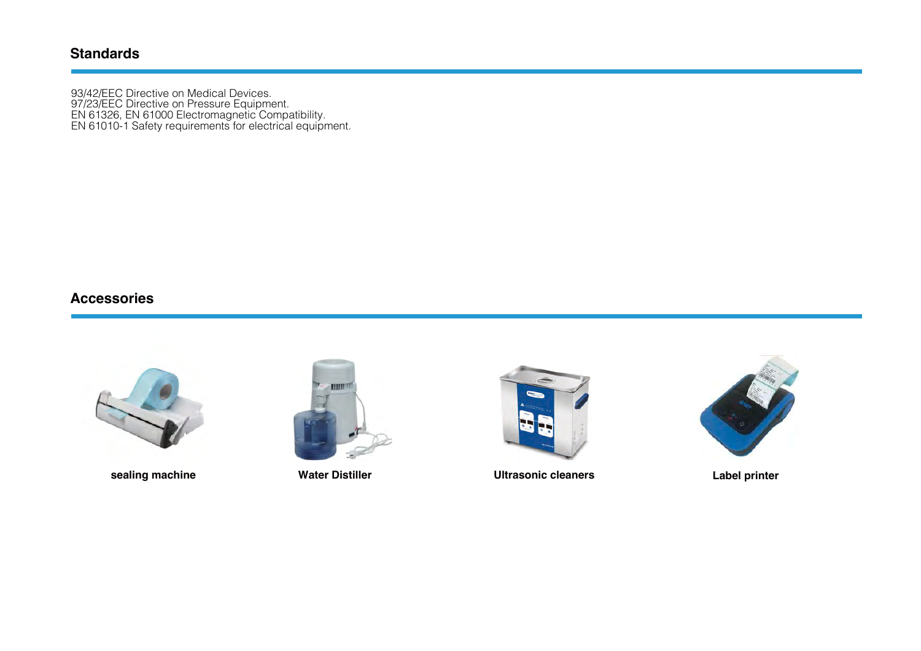## Standards

93/42/EEC Directive on Medical Devices.
97/23/EEC Directive on Pressure Equipment.
EN 61326, EN 61000 Electromagnetic Compatibility.
EN 61010-1 Safety requirements for electrical equipment.

## Accessories

**sealing machine**

**Water Distiller**

**Ultrasonic cleaners**

**Label printer**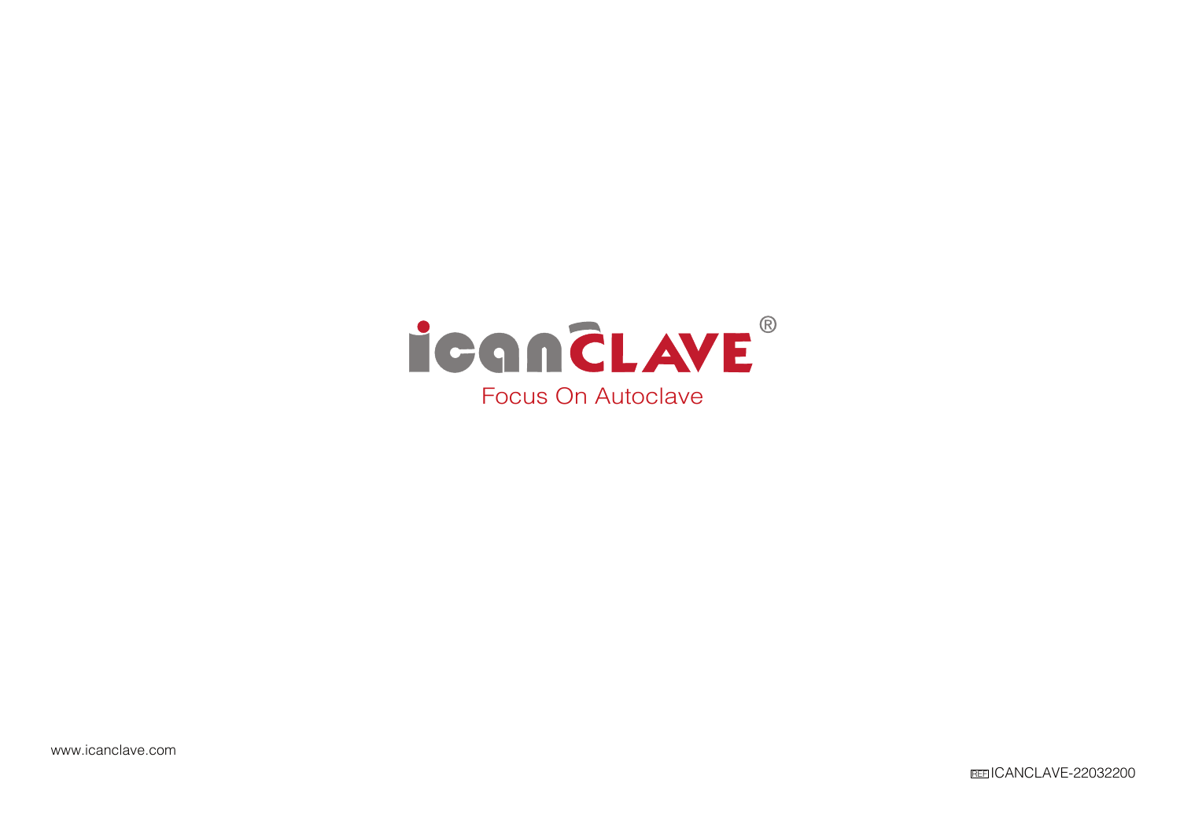icanCLAVE®

Focus On Autoclave

www.icanclave.com

REF ICANCLAVE-22032200